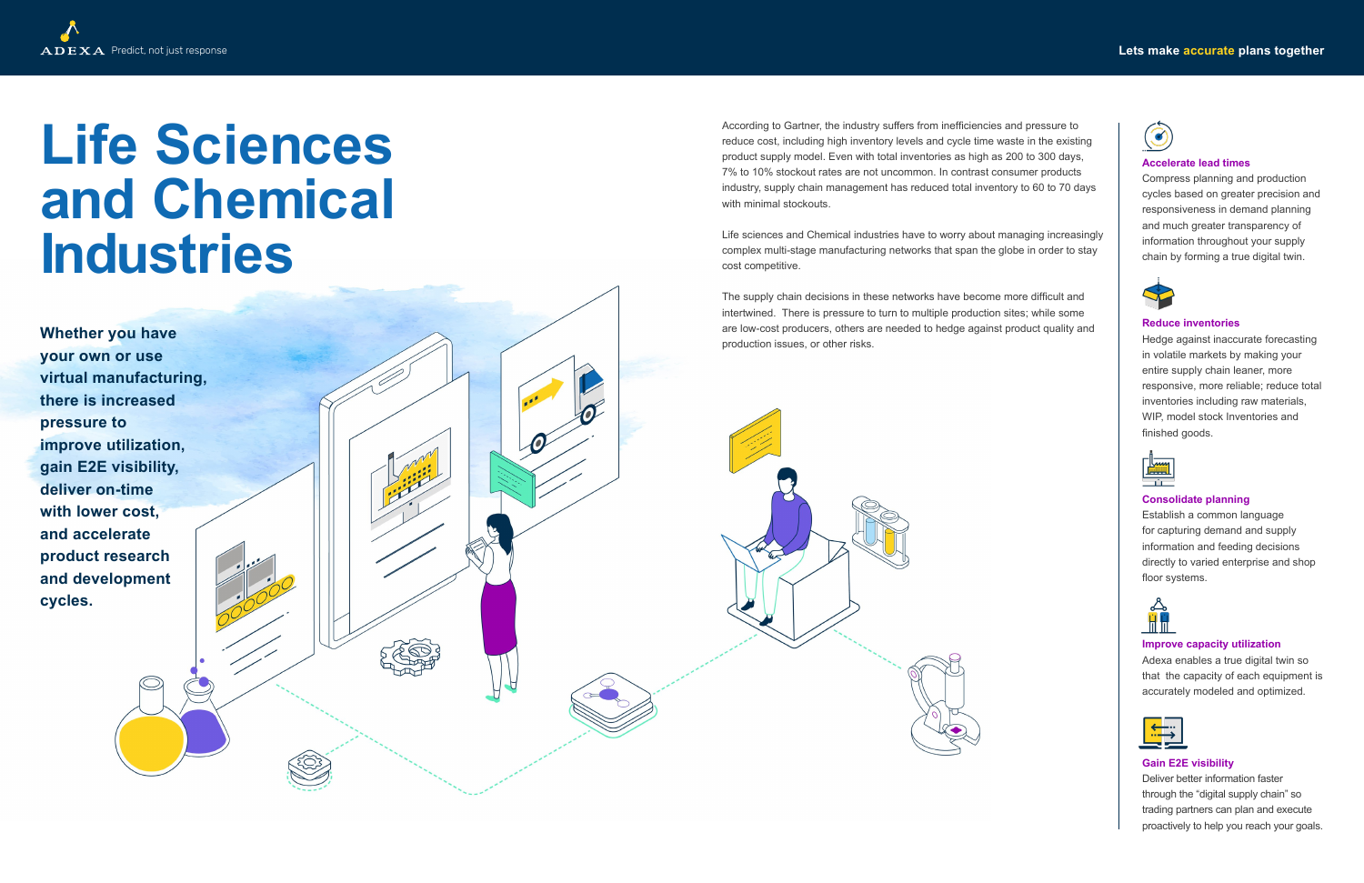# Life Sciences and Chemical Industries

**Whether you have your own or use virtual manufacturing, there is increased pressure to improve utilization, gain E2E visibility, deliver on-time with lower cost, and accelerate product research and development cycles.**

According to Gartner, the industry suffers from inefficiencies and pressure to reduce cost, including high inventory levels and cycle time waste in the existing product supply model. Even with total inventories as high as 200 to 300 days, 7% to 10% stockout rates are not uncommon. In contrast consumer products industry, supply chain management has reduced total inventory to 60 to 70 days with minimal stockouts.

Life sciences and Chemical industries have to worry about managing increasingly complex multi-stage manufacturing networks that span the globe in order to stay cost competitive.

The supply chain decisions in these networks have become more difficult and intertwined. There is pressure to turn to multiple production sites; while some are low-cost producers, others are needed to hedge against product quality and production issues, or other risks.

### Accelerate lead times

Compress planning and production cycles based on greater precision and responsiveness in demand planning and much greater transparency of information throughout your supply chain by forming a true digital twin.

### Reduce inventories

Hedge against inaccurate forecasting in volatile markets by making your entire supply chain leaner, more responsive, more reliable; reduce total inventories including raw materials, WIP, model stock Inventories and finished goods.

### Consolidate planning

Establish a common language for capturing demand and supply information and feeding decisions directly to varied enterprise and shop floor systems.

### Improve capacity utilization

Adexa enables a true digital twin so that the capacity of each equipment is accurately modeled and optimized.

### Gain E2E visibility

Deliver better information faster through the "digital supply chain" so trading partners can plan and execute proactively to help you reach your goals.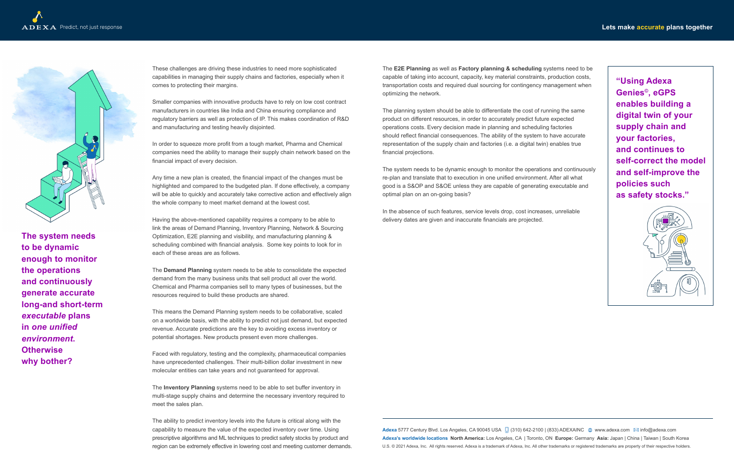**The system needs to be dynamic enough to monitor the operations and continuously generate accurate long-and short-term *executable* plans in *one unified environment*. Otherwise why bother?**

These challenges are driving these industries to need more sophisticated capabilities in managing their supply chains and factories, especially when it comes to protecting their margins.

Smaller companies with innovative products have to rely on low cost contract manufacturers in countries like India and China ensuring compliance and regulatory barriers as well as protection of IP. This makes coordination of R&D and manufacturing and testing heavily disjointed.

In order to squeeze more profit from a tough market, Pharma and Chemical companies need the ability to manage their supply chain network based on the financial impact of every decision.

Any time a new plan is created, the financial impact of the changes must be highlighted and compared to the budgeted plan. If done effectively, a company will be able to quickly and accurately take corrective action and effectively align the whole company to meet market demand at the lowest cost.

Having the above-mentioned capability requires a company to be able to link the areas of Demand Planning, Inventory Planning, Network & Sourcing Optimization, E2E planning and visibility, and manufacturing planning & scheduling combined with financial analysis. Some key points to look for in each of these areas are as follows.

The **Demand Planning** system needs to be able to consolidate the expected demand from the many business units that sell product all over the world. Chemical and Pharma companies sell to many types of businesses, but the resources required to build these products are shared.

This means the Demand Planning system needs to be collaborative, scaled on a worldwide basis, with the ability to predict not just demand, but expected revenue. Accurate predictions are the key to avoiding excess inventory or potential shortages. New products present even more challenges.

Faced with regulatory, testing and the complexity, pharmaceutical companies have unprecedented challenges. Their multi-billion dollar investment in new molecular entities can take years and not guaranteed for approval.

The **Inventory Planning** systems need to be able to set buffer inventory in multi-stage supply chains and determine the necessary inventory required to meet the sales plan.

The ability to predict inventory levels into the future is critical along with the capability to measure the value of the expected inventory over time. Using prescriptive algorithms and ML techniques to predict safety stocks by product and region can be extremely effective in lowering cost and meeting customer demands.

The **E2E Planning** as well as **Factory planning & scheduling** systems need to be capable of taking into account, capacity, key material constraints, production costs, transportation costs and required dual sourcing for contingency management when optimizing the network.

The planning system should be able to differentiate the cost of running the same product on different resources, in order to accurately predict future expected operations costs. Every decision made in planning and scheduling factories should reflect financial consequences. The ability of the system to have accurate representation of the supply chain and factories (i.e. a digital twin) enables true financial projections.

The system needs to be dynamic enough to monitor the operations and continuously re-plan and translate that to execution in one unified environment. After all what good is a S&OP and S&OE unless they are capable of generating executable and optimal plan on an on-going basis?

In the absence of such features, service levels drop, cost increases, unreliable delivery dates are given and inaccurate financials are projected.

**"Using Adexa Genies©, eGPS enables building a digital twin of your supply chain and your factories, and continues to self-correct the model and self-improve the policies such as safety stocks."**

**Adexa** 5777 Century Blvd. Los Angeles, CA 90045 USA | (310) 642-2100 | (833) ADEXAINC | www.adexa.com | info@adexa.com

**Adexa's worldwide locations** **North America:** Los Angeles, CA | Toronto, ON **Europe:** Germany **Asia:** Japan | China | Taiwan | South Korea

U.S. © 2021 Adexa, Inc. All rights reserved. Adexa is a trademark of Adexa, Inc. All other trademarks or registered trademarks are property of their respective holders.